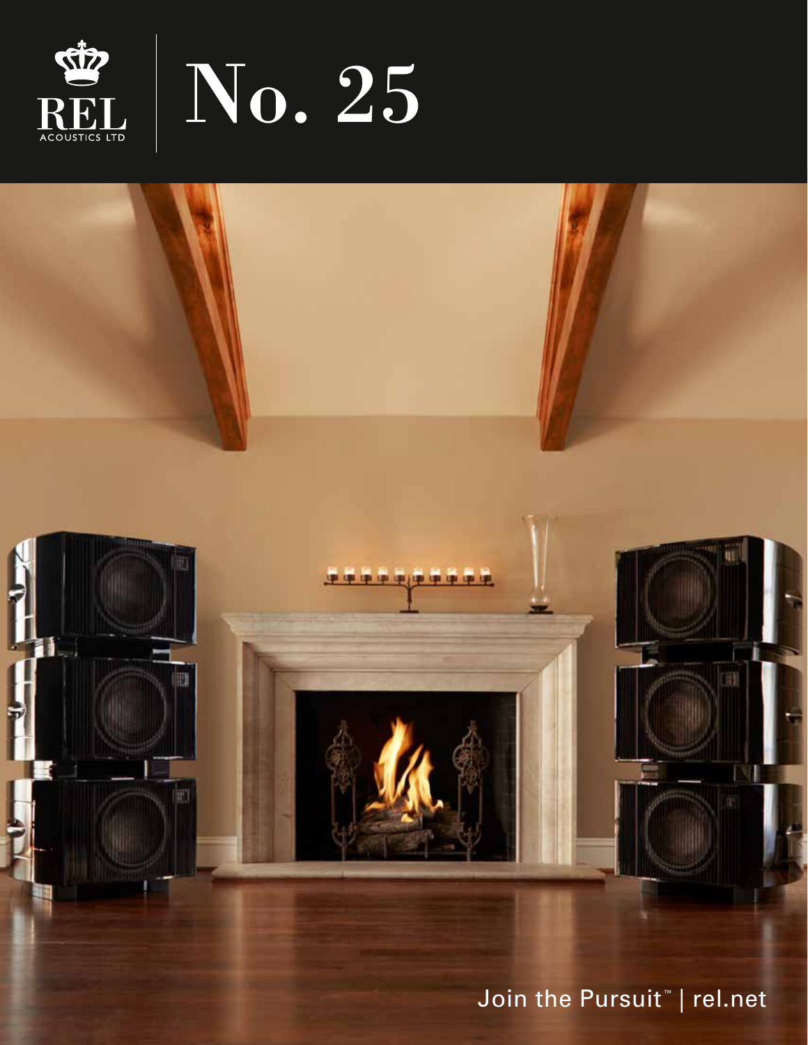REL ACOUSTICS LTD

# No. 25

Join the Pursuit™ | rel.net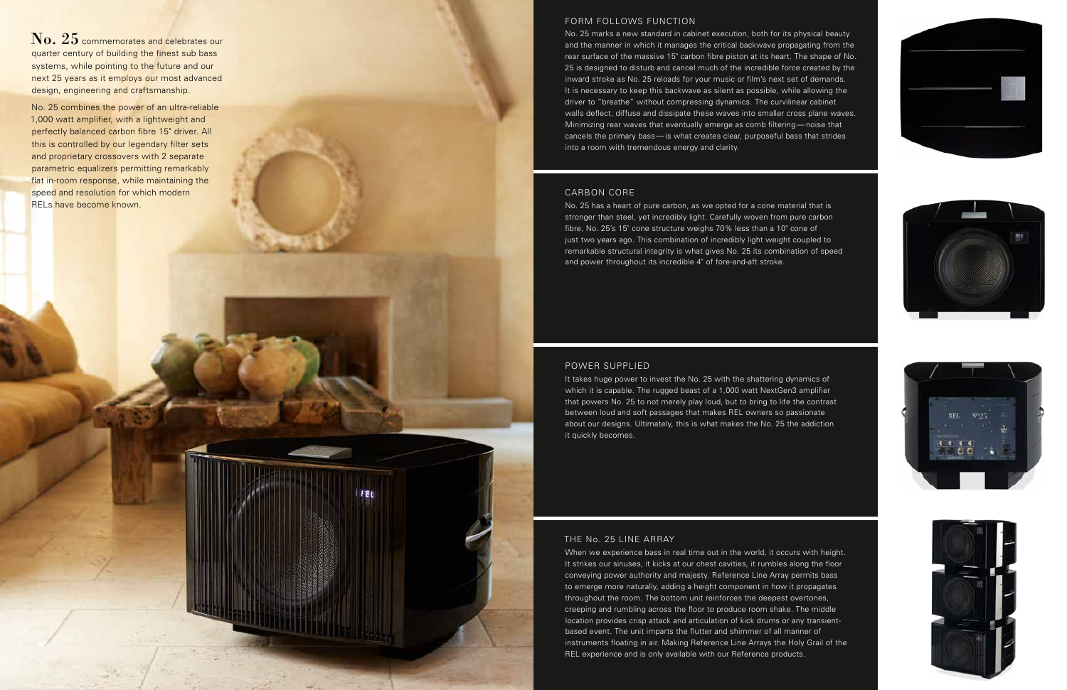**No. 25** commemorates and celebrates our quarter century of building the finest sub bass systems, while pointing to the future and our next 25 years as it employs our most advanced design, engineering and craftsmanship.

No. 25 combines the power of an ultra-reliable 1,000 watt amplifier, with a lightweight and perfectly balanced carbon fibre 15" driver. All this is controlled by our legendary filter sets and proprietary crossovers with 2 separate parametric equalizers permitting remarkably flat in-room response, while maintaining the speed and resolution for which modern RELs have become known.

## FORM FOLLOWS FUNCTION

No. 25 marks a new standard in cabinet execution, both for its physical beauty and the manner in which it manages the critical backwave propagating from the rear surface of the massive 15" carbon fibre piston at its heart. The shape of No. 25 is designed to disturb and cancel much of the incredible force created by the inward stroke as No. 25 reloads for your music or film's next set of demands. It is necessary to keep this backwave as silent as possible, while allowing the driver to "breathe" without compressing dynamics. The curvilinear cabinet walls deflect, diffuse and dissipate these waves into smaller cross plane waves. Minimizing rear waves that eventually emerge as comb filtering—noise that cancels the primary bass—is what creates clear, purposeful bass that strides into a room with tremendous energy and clarity.

## CARBON CORE

No. 25 has a heart of pure carbon, as we opted for a cone material that is stronger than steel, yet incredibly light. Carefully woven from pure carbon fibre, No. 25's 15" cone structure weighs 70% less than a 10" cone of just two years ago. This combination of incredibly light weight coupled to remarkable structural integrity is what gives No. 25 its combination of speed and power throughout its incredible 4" of fore-and-aft stroke.

## POWER SUPPLIED

It takes huge power to invest the No. 25 with the shattering dynamics of which it is capable. The rugged beast of a 1,000 watt NextGen3 amplifier that powers No. 25 to not merely play loud, but to bring to life the contrast between loud and soft passages that makes REL owners so passionate about our designs. Ultimately, this is what makes the No. 25 the addiction it quickly becomes.

## THE No. 25 LINE ARRAY

When we experience bass in real time out in the world, it occurs with height. It strikes our sinuses, it kicks at our chest cavities, it rumbles along the floor conveying power authority and majesty. Reference Line Array permits bass to emerge more naturally, adding a height component in how it propagates throughout the room. The bottom unit reinforces the deepest overtones, creeping and rumbling across the floor to produce room shake. The middle location provides crisp attack and articulation of kick drums or any transient-based event. The unit imparts the flutter and shimmer of all manner of instruments floating in air. Making Reference Line Arrays the Holy Grail of the REL experience and is only available with our Reference products.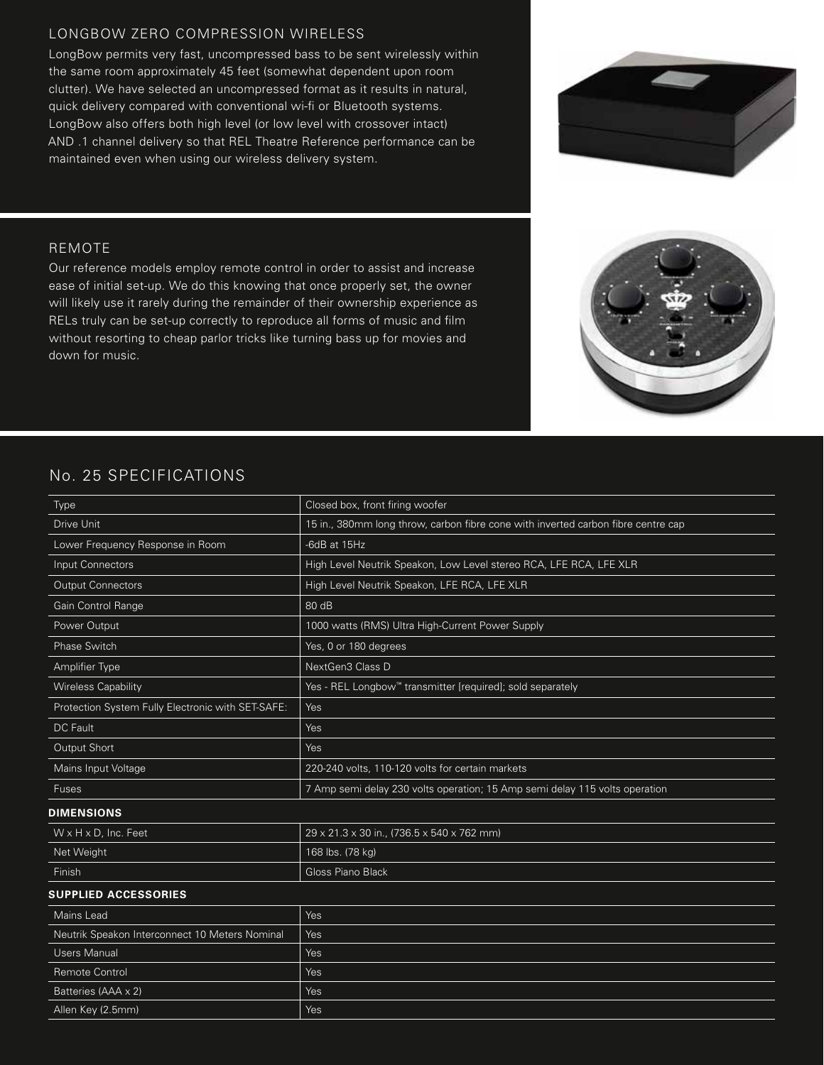## LONGBOW ZERO COMPRESSION WIRELESS

LongBow permits very fast, uncompressed bass to be sent wirelessly within the same room approximately 45 feet (somewhat dependent upon room clutter). We have selected an uncompressed format as it results in natural, quick delivery compared with conventional wi-fi or Bluetooth systems. LongBow also offers both high level (or low level with crossover intact) AND .1 channel delivery so that REL Theatre Reference performance can be maintained even when using our wireless delivery system.

## REMOTE

Our reference models employ remote control in order to assist and increase ease of initial set-up. We do this knowing that once properly set, the owner will likely use it rarely during the remainder of their ownership experience as RELs truly can be set-up correctly to reproduce all forms of music and film without resorting to cheap parlor tricks like turning bass up for movies and down for music.

## No. 25 SPECIFICATIONS

| | |
|---|---|
| Type | Closed box, front firing woofer |
| Drive Unit | 15 in., 380mm long throw, carbon fibre cone with inverted carbon fibre centre cap |
| Lower Frequency Response in Room | -6dB at 15Hz |
| Input Connectors | High Level Neutrik Speakon, Low Level stereo RCA, LFE RCA, LFE XLR |
| Output Connectors | High Level Neutrik Speakon, LFE RCA, LFE XLR |
| Gain Control Range | 80 dB |
| Power Output | 1000 watts (RMS) Ultra High-Current Power Supply |
| Phase Switch | Yes, 0 or 180 degrees |
| Amplifier Type | NextGen3 Class D |
| Wireless Capability | Yes - REL Longbow™ transmitter [required]; sold separately |
| Protection System Fully Electronic with SET-SAFE: | Yes |
| DC Fault | Yes |
| Output Short | Yes |
| Mains Input Voltage | 220-240 volts, 110-120 volts for certain markets |
| Fuses | 7 Amp semi delay 230 volts operation; 15 Amp semi delay 115 volts operation |

### DIMENSIONS

| | |
|---|---|
| W x H x D, Inc. Feet | 29 x 21.3 x 30 in., (736.5 x 540 x 762 mm) |
| Net Weight | 168 lbs. (78 kg) |
| Finish | Gloss Piano Black |

### SUPPLIED ACCESSORIES

| | |
|---|---|
| Mains Lead | Yes |
| Neutrik Speakon Interconnect 10 Meters Nominal | Yes |
| Users Manual | Yes |
| Remote Control | Yes |
| Batteries (AAA x 2) | Yes |
| Allen Key (2.5mm) | Yes |